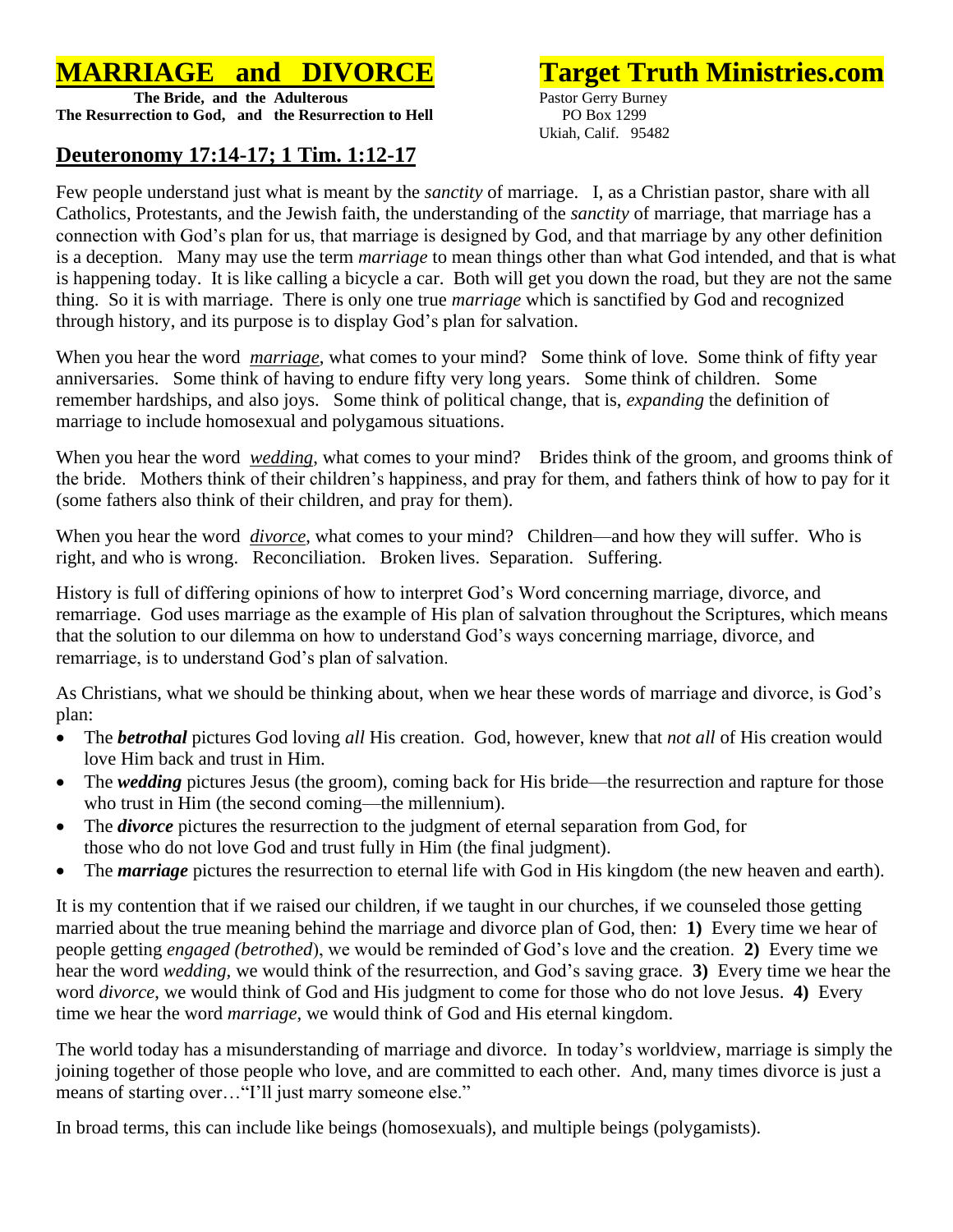# MARRIAGE and DIVORCE

**The Bride, and the Adulterous**
**The Resurrection to God, and the Resurrection to Hell**

# Target Truth Ministries.com

Pastor Gerry Burney
PO Box 1299
Ukiah, Calif. 95482

## Deuteronomy 17:14-17; 1 Tim. 1:12-17

Few people understand just what is meant by the *sanctity* of marriage. I, as a Christian pastor, share with all Catholics, Protestants, and the Jewish faith, the understanding of the *sanctity* of marriage, that marriage has a connection with God's plan for us, that marriage is designed by God, and that marriage by any other definition is a deception. Many may use the term *marriage* to mean things other than what God intended, and that is what is happening today. It is like calling a bicycle a car. Both will get you down the road, but they are not the same thing. So it is with marriage. There is only one true *marriage* which is sanctified by God and recognized through history, and its purpose is to display God's plan for salvation.

When you hear the word *marriage*, what comes to your mind? Some think of love. Some think of fifty year anniversaries. Some think of having to endure fifty very long years. Some think of children. Some remember hardships, and also joys. Some think of political change, that is, *expanding* the definition of marriage to include homosexual and polygamous situations.

When you hear the word *wedding*, what comes to your mind? Brides think of the groom, and grooms think of the bride. Mothers think of their children's happiness, and pray for them, and fathers think of how to pay for it (some fathers also think of their children, and pray for them).

When you hear the word *divorce*, what comes to your mind? Children—and how they will suffer. Who is right, and who is wrong. Reconciliation. Broken lives. Separation. Suffering.

History is full of differing opinions of how to interpret God's Word concerning marriage, divorce, and remarriage. God uses marriage as the example of His plan of salvation throughout the Scriptures, which means that the solution to our dilemma on how to understand God's ways concerning marriage, divorce, and remarriage, is to understand God's plan of salvation.

As Christians, what we should be thinking about, when we hear these words of marriage and divorce, is God's plan:

- The ***betrothal*** pictures God loving *all* His creation. God, however, knew that *not all* of His creation would love Him back and trust in Him.
- The ***wedding*** pictures Jesus (the groom), coming back for His bride—the resurrection and rapture for those who trust in Him (the second coming—the millennium).
- The ***divorce*** pictures the resurrection to the judgment of eternal separation from God, for those who do not love God and trust fully in Him (the final judgment).
- The ***marriage*** pictures the resurrection to eternal life with God in His kingdom (the new heaven and earth).

It is my contention that if we raised our children, if we taught in our churches, if we counseled those getting married about the true meaning behind the marriage and divorce plan of God, then: **1)** Every time we hear of people getting *engaged (betrothed*), we would be reminded of God's love and the creation. **2)** Every time we hear the word *wedding*, we would think of the resurrection, and God's saving grace. **3)** Every time we hear the word *divorce*, we would think of God and His judgment to come for those who do not love Jesus. **4)** Every time we hear the word *marriage*, we would think of God and His eternal kingdom.

The world today has a misunderstanding of marriage and divorce. In today's worldview, marriage is simply the joining together of those people who love, and are committed to each other. And, many times divorce is just a means of starting over…"I'll just marry someone else."

In broad terms, this can include like beings (homosexuals), and multiple beings (polygamists).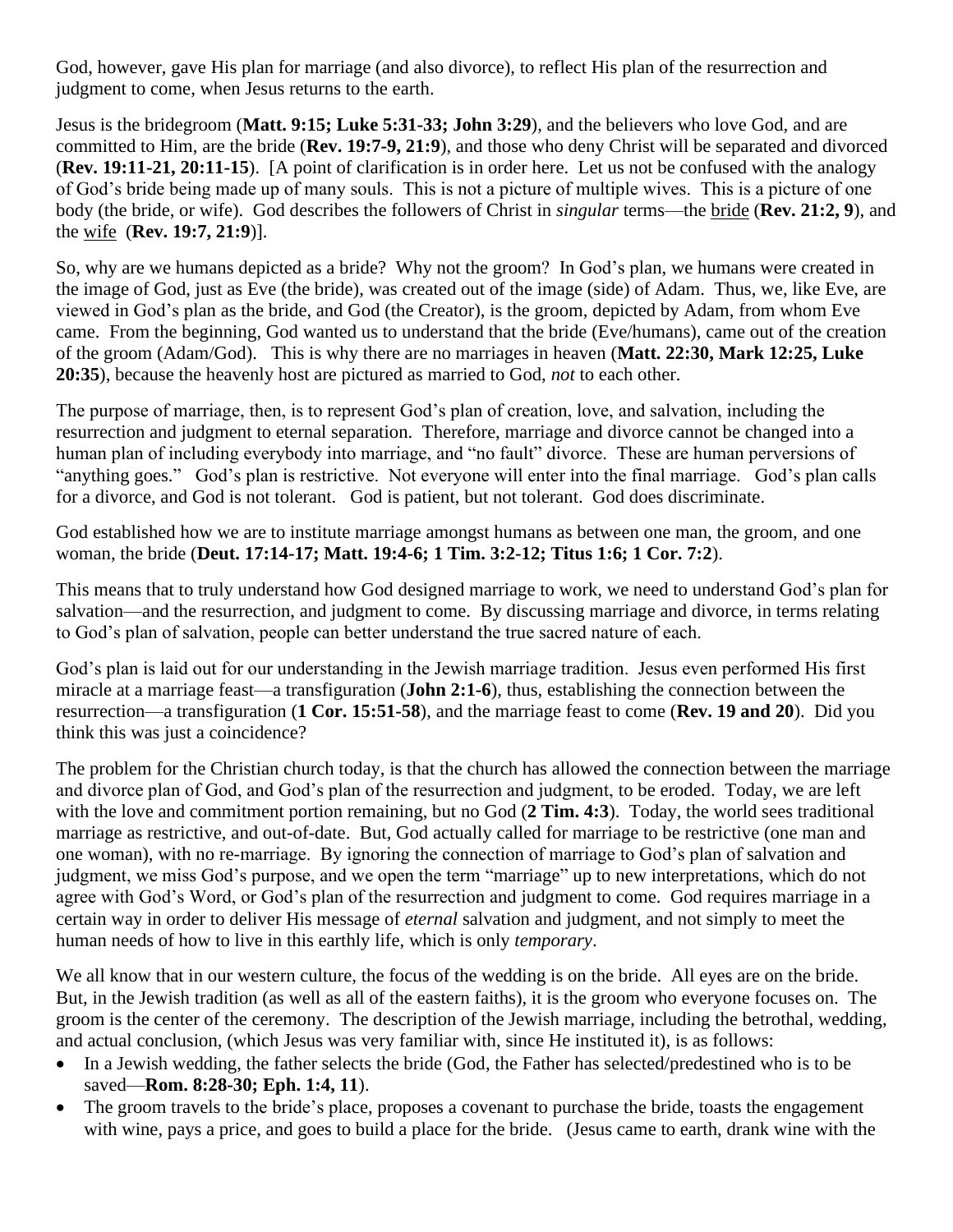God, however, gave His plan for marriage (and also divorce), to reflect His plan of the resurrection and judgment to come, when Jesus returns to the earth.

Jesus is the bridegroom (**Matt. 9:15; Luke 5:31-33; John 3:29**), and the believers who love God, and are committed to Him, are the bride (**Rev. 19:7-9, 21:9**), and those who deny Christ will be separated and divorced (**Rev. 19:11-21, 20:11-15**). [A point of clarification is in order here. Let us not be confused with the analogy of God's bride being made up of many souls. This is not a picture of multiple wives. This is a picture of one body (the bride, or wife). God describes the followers of Christ in *singular* terms—the <u>bride</u> (**Rev. 21:2, 9**), and the <u>wife</u> (**Rev. 19:7, 21:9**)].

So, why are we humans depicted as a bride? Why not the groom? In God's plan, we humans were created in the image of God, just as Eve (the bride), was created out of the image (side) of Adam. Thus, we, like Eve, are viewed in God's plan as the bride, and God (the Creator), is the groom, depicted by Adam, from whom Eve came. From the beginning, God wanted us to understand that the bride (Eve/humans), came out of the creation of the groom (Adam/God). This is why there are no marriages in heaven (**Matt. 22:30, Mark 12:25, Luke 20:35**), because the heavenly host are pictured as married to God, *not* to each other.

The purpose of marriage, then, is to represent God's plan of creation, love, and salvation, including the resurrection and judgment to eternal separation. Therefore, marriage and divorce cannot be changed into a human plan of including everybody into marriage, and "no fault" divorce. These are human perversions of "anything goes." God's plan is restrictive. Not everyone will enter into the final marriage. God's plan calls for a divorce, and God is not tolerant. God is patient, but not tolerant. God does discriminate.

God established how we are to institute marriage amongst humans as between one man, the groom, and one woman, the bride (**Deut. 17:14-17; Matt. 19:4-6; 1 Tim. 3:2-12; Titus 1:6; 1 Cor. 7:2**).

This means that to truly understand how God designed marriage to work, we need to understand God's plan for salvation—and the resurrection, and judgment to come. By discussing marriage and divorce, in terms relating to God's plan of salvation, people can better understand the true sacred nature of each.

God's plan is laid out for our understanding in the Jewish marriage tradition. Jesus even performed His first miracle at a marriage feast—a transfiguration (**John 2:1-6**), thus, establishing the connection between the resurrection—a transfiguration (**1 Cor. 15:51-58**), and the marriage feast to come (**Rev. 19 and 20**). Did you think this was just a coincidence?

The problem for the Christian church today, is that the church has allowed the connection between the marriage and divorce plan of God, and God's plan of the resurrection and judgment, to be eroded. Today, we are left with the love and commitment portion remaining, but no God (**2 Tim. 4:3**). Today, the world sees traditional marriage as restrictive, and out-of-date. But, God actually called for marriage to be restrictive (one man and one woman), with no re-marriage. By ignoring the connection of marriage to God's plan of salvation and judgment, we miss God's purpose, and we open the term "marriage" up to new interpretations, which do not agree with God's Word, or God's plan of the resurrection and judgment to come. God requires marriage in a certain way in order to deliver His message of *eternal* salvation and judgment, and not simply to meet the human needs of how to live in this earthly life, which is only *temporary*.

We all know that in our western culture, the focus of the wedding is on the bride. All eyes are on the bride. But, in the Jewish tradition (as well as all of the eastern faiths), it is the groom who everyone focuses on. The groom is the center of the ceremony. The description of the Jewish marriage, including the betrothal, wedding, and actual conclusion, (which Jesus was very familiar with, since He instituted it), is as follows:

- In a Jewish wedding, the father selects the bride (God, the Father has selected/predestined who is to be saved—**Rom. 8:28-30; Eph. 1:4, 11**).
- The groom travels to the bride's place, proposes a covenant to purchase the bride, toasts the engagement with wine, pays a price, and goes to build a place for the bride. (Jesus came to earth, drank wine with the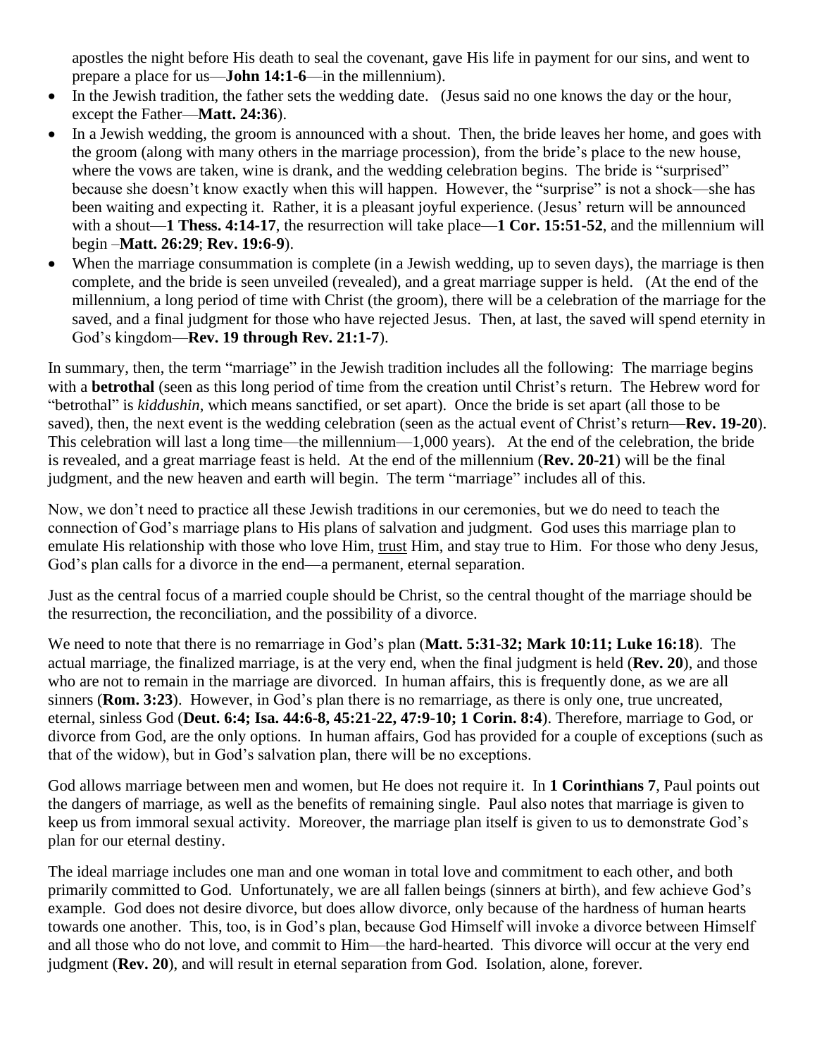apostles the night before His death to seal the covenant, gave His life in payment for our sins, and went to prepare a place for us—**John 14:1-6**—in the millennium).

- In the Jewish tradition, the father sets the wedding date. (Jesus said no one knows the day or the hour, except the Father—**Matt. 24:36**).
- In a Jewish wedding, the groom is announced with a shout. Then, the bride leaves her home, and goes with the groom (along with many others in the marriage procession), from the bride's place to the new house, where the vows are taken, wine is drank, and the wedding celebration begins. The bride is "surprised" because she doesn't know exactly when this will happen. However, the "surprise" is not a shock—she has been waiting and expecting it. Rather, it is a pleasant joyful experience. (Jesus' return will be announced with a shout—**1 Thess. 4:14-17**, the resurrection will take place—**1 Cor. 15:51-52**, and the millennium will begin –**Matt. 26:29**; **Rev. 19:6-9**).
- When the marriage consummation is complete (in a Jewish wedding, up to seven days), the marriage is then complete, and the bride is seen unveiled (revealed), and a great marriage supper is held. (At the end of the millennium, a long period of time with Christ (the groom), there will be a celebration of the marriage for the saved, and a final judgment for those who have rejected Jesus. Then, at last, the saved will spend eternity in God's kingdom—**Rev. 19 through Rev. 21:1-7**).

In summary, then, the term "marriage" in the Jewish tradition includes all the following: The marriage begins with a **betrothal** (seen as this long period of time from the creation until Christ's return. The Hebrew word for "betrothal" is *kiddushin*, which means sanctified, or set apart). Once the bride is set apart (all those to be saved), then, the next event is the wedding celebration (seen as the actual event of Christ's return—**Rev. 19-20**). This celebration will last a long time—the millennium—1,000 years). At the end of the celebration, the bride is revealed, and a great marriage feast is held. At the end of the millennium (**Rev. 20-21**) will be the final judgment, and the new heaven and earth will begin. The term "marriage" includes all of this.

Now, we don't need to practice all these Jewish traditions in our ceremonies, but we do need to teach the connection of God's marriage plans to His plans of salvation and judgment. God uses this marriage plan to emulate His relationship with those who love Him, <u>trust</u> Him, and stay true to Him. For those who deny Jesus, God's plan calls for a divorce in the end—a permanent, eternal separation.

Just as the central focus of a married couple should be Christ, so the central thought of the marriage should be the resurrection, the reconciliation, and the possibility of a divorce.

We need to note that there is no remarriage in God's plan (**Matt. 5:31-32; Mark 10:11; Luke 16:18**). The actual marriage, the finalized marriage, is at the very end, when the final judgment is held (**Rev. 20**), and those who are not to remain in the marriage are divorced. In human affairs, this is frequently done, as we are all sinners (**Rom. 3:23**). However, in God's plan there is no remarriage, as there is only one, true uncreated, eternal, sinless God (**Deut. 6:4; Isa. 44:6-8, 45:21-22, 47:9-10; 1 Corin. 8:4**). Therefore, marriage to God, or divorce from God, are the only options. In human affairs, God has provided for a couple of exceptions (such as that of the widow), but in God's salvation plan, there will be no exceptions.

God allows marriage between men and women, but He does not require it. In **1 Corinthians 7**, Paul points out the dangers of marriage, as well as the benefits of remaining single. Paul also notes that marriage is given to keep us from immoral sexual activity. Moreover, the marriage plan itself is given to us to demonstrate God's plan for our eternal destiny.

The ideal marriage includes one man and one woman in total love and commitment to each other, and both primarily committed to God. Unfortunately, we are all fallen beings (sinners at birth), and few achieve God's example. God does not desire divorce, but does allow divorce, only because of the hardness of human hearts towards one another. This, too, is in God's plan, because God Himself will invoke a divorce between Himself and all those who do not love, and commit to Him—the hard-hearted. This divorce will occur at the very end judgment (**Rev. 20**), and will result in eternal separation from God. Isolation, alone, forever.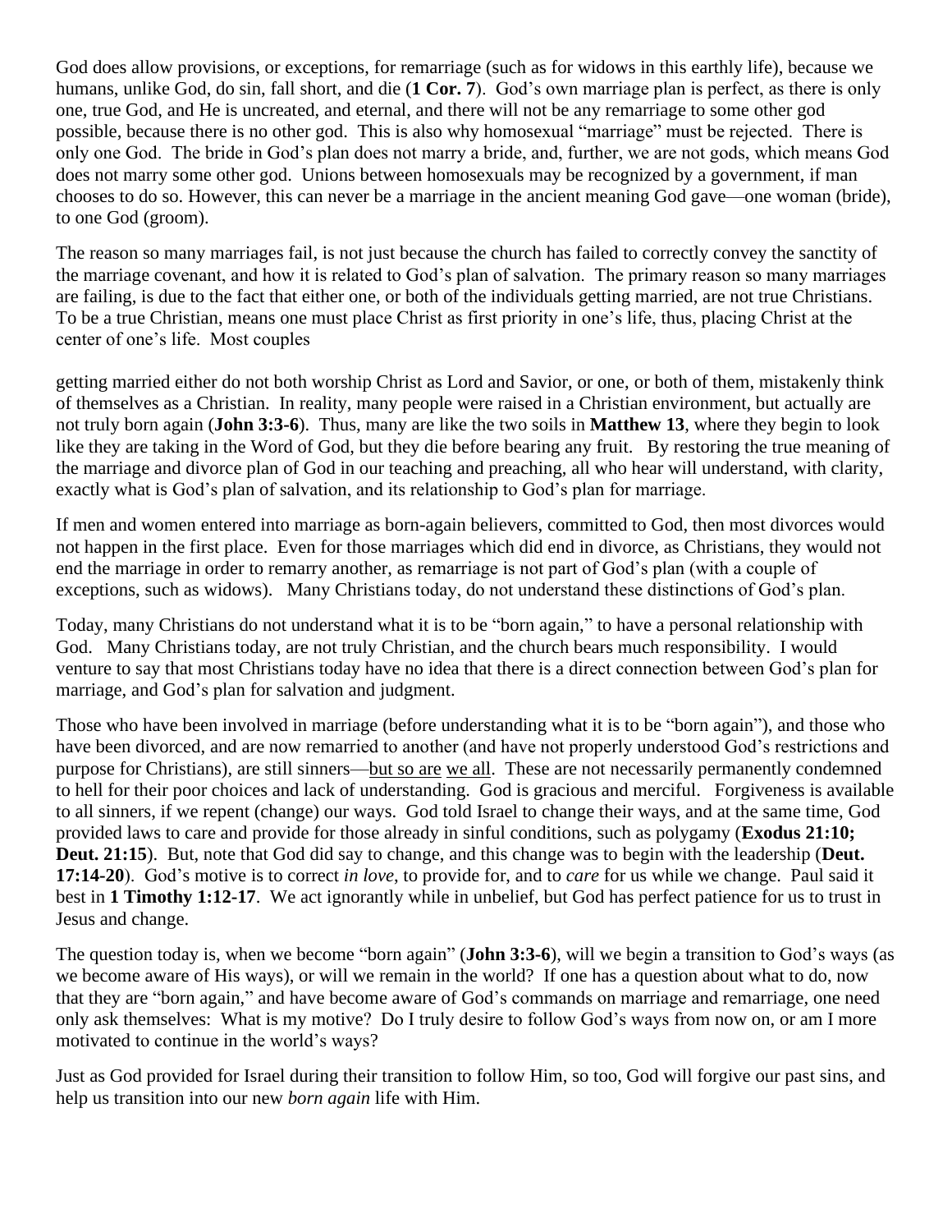God does allow provisions, or exceptions, for remarriage (such as for widows in this earthly life), because we humans, unlike God, do sin, fall short, and die (**1 Cor. 7**). God's own marriage plan is perfect, as there is only one, true God, and He is uncreated, and eternal, and there will not be any remarriage to some other god possible, because there is no other god. This is also why homosexual "marriage" must be rejected. There is only one God. The bride in God's plan does not marry a bride, and, further, we are not gods, which means God does not marry some other god. Unions between homosexuals may be recognized by a government, if man chooses to do so. However, this can never be a marriage in the ancient meaning God gave—one woman (bride), to one God (groom).

The reason so many marriages fail, is not just because the church has failed to correctly convey the sanctity of the marriage covenant, and how it is related to God's plan of salvation. The primary reason so many marriages are failing, is due to the fact that either one, or both of the individuals getting married, are not true Christians. To be a true Christian, means one must place Christ as first priority in one's life, thus, placing Christ at the center of one's life. Most couples getting married either do not both worship Christ as Lord and Savior, or one, or both of them, mistakenly think of themselves as a Christian. In reality, many people were raised in a Christian environment, but actually are not truly born again (**John 3:3-6**). Thus, many are like the two soils in **Matthew 13**, where they begin to look like they are taking in the Word of God, but they die before bearing any fruit. By restoring the true meaning of the marriage and divorce plan of God in our teaching and preaching, all who hear will understand, with clarity, exactly what is God's plan of salvation, and its relationship to God's plan for marriage.

If men and women entered into marriage as born-again believers, committed to God, then most divorces would not happen in the first place. Even for those marriages which did end in divorce, as Christians, they would not end the marriage in order to remarry another, as remarriage is not part of God's plan (with a couple of exceptions, such as widows). Many Christians today, do not understand these distinctions of God's plan.

Today, many Christians do not understand what it is to be "born again," to have a personal relationship with God. Many Christians today, are not truly Christian, and the church bears much responsibility. I would venture to say that most Christians today have no idea that there is a direct connection between God's plan for marriage, and God's plan for salvation and judgment.

Those who have been involved in marriage (before understanding what it is to be "born again"), and those who have been divorced, and are now remarried to another (and have not properly understood God's restrictions and purpose for Christians), are still sinners—<u>but so are</u> <u>we all</u>. These are not necessarily permanently condemned to hell for their poor choices and lack of understanding. God is gracious and merciful. Forgiveness is available to all sinners, if we repent (change) our ways. God told Israel to change their ways, and at the same time, God provided laws to care and provide for those already in sinful conditions, such as polygamy (**Exodus 21:10; Deut. 21:15**). But, note that God did say to change, and this change was to begin with the leadership (**Deut. 17:14-20**). God's motive is to correct *in love*, to provide for, and to *care* for us while we change. Paul said it best in **1 Timothy 1:12-17**. We act ignorantly while in unbelief, but God has perfect patience for us to trust in Jesus and change.

The question today is, when we become "born again" (**John 3:3-6**), will we begin a transition to God's ways (as we become aware of His ways), or will we remain in the world? If one has a question about what to do, now that they are "born again," and have become aware of God's commands on marriage and remarriage, one need only ask themselves: What is my motive? Do I truly desire to follow God's ways from now on, or am I more motivated to continue in the world's ways?

Just as God provided for Israel during their transition to follow Him, so too, God will forgive our past sins, and help us transition into our new *born again* life with Him.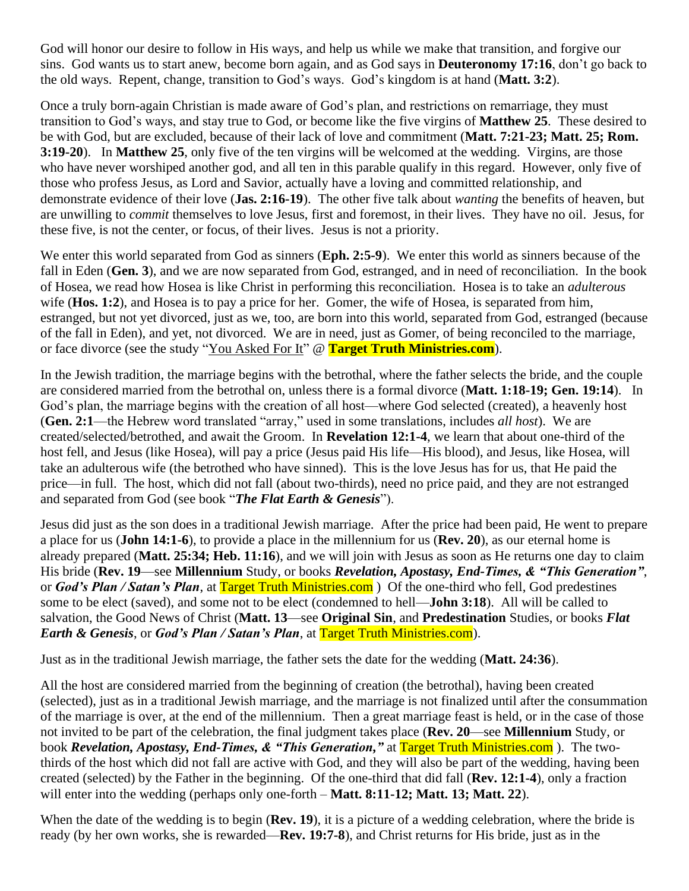God will honor our desire to follow in His ways, and help us while we make that transition, and forgive our sins. God wants us to start anew, become born again, and as God says in **Deuteronomy 17:16**, don't go back to the old ways. Repent, change, transition to God's ways. God's kingdom is at hand (**Matt. 3:2**).

Once a truly born-again Christian is made aware of God's plan, and restrictions on remarriage, they must transition to God's ways, and stay true to God, or become like the five virgins of **Matthew 25**. These desired to be with God, but are excluded, because of their lack of love and commitment (**Matt. 7:21-23; Matt. 25; Rom. 3:19-20**). In **Matthew 25**, only five of the ten virgins will be welcomed at the wedding. Virgins, are those who have never worshiped another god, and all ten in this parable qualify in this regard. However, only five of those who profess Jesus, as Lord and Savior, actually have a loving and committed relationship, and demonstrate evidence of their love (**Jas. 2:16-19**). The other five talk about *wanting* the benefits of heaven, but are unwilling to *commit* themselves to love Jesus, first and foremost, in their lives. They have no oil. Jesus, for these five, is not the center, or focus, of their lives. Jesus is not a priority.

We enter this world separated from God as sinners (**Eph. 2:5-9**). We enter this world as sinners because of the fall in Eden (**Gen. 3**), and we are now separated from God, estranged, and in need of reconciliation. In the book of Hosea, we read how Hosea is like Christ in performing this reconciliation. Hosea is to take an *adulterous* wife (**Hos. 1:2**), and Hosea is to pay a price for her. Gomer, the wife of Hosea, is separated from him, estranged, but not yet divorced, just as we, too, are born into this world, separated from God, estranged (because of the fall in Eden), and yet, not divorced. We are in need, just as Gomer, of being reconciled to the marriage, or face divorce (see the study "You Asked For It" @ **Target Truth Ministries.com**).

In the Jewish tradition, the marriage begins with the betrothal, where the father selects the bride, and the couple are considered married from the betrothal on, unless there is a formal divorce (**Matt. 1:18-19; Gen. 19:14**). In God's plan, the marriage begins with the creation of all host—where God selected (created), a heavenly host (**Gen. 2:1**—the Hebrew word translated "array," used in some translations, includes *all host*). We are created/selected/betrothed, and await the Groom. In **Revelation 12:1-4**, we learn that about one-third of the host fell, and Jesus (like Hosea), will pay a price (Jesus paid His life—His blood), and Jesus, like Hosea, will take an adulterous wife (the betrothed who have sinned). This is the love Jesus has for us, that He paid the price—in full. The host, which did not fall (about two-thirds), need no price paid, and they are not estranged and separated from God (see book "***The Flat Earth & Genesis***").

Jesus did just as the son does in a traditional Jewish marriage. After the price had been paid, He went to prepare a place for us (**John 14:1-6**), to provide a place in the millennium for us (**Rev. 20**), as our eternal home is already prepared (**Matt. 25:34; Heb. 11:16**), and we will join with Jesus as soon as He returns one day to claim His bride (**Rev. 19**—see **Millennium** Study, or books ***Revelation, Apostasy, End-Times, & "This Generation"***, or ***God's Plan / Satan's Plan***, at Target Truth Ministries.com ) Of the one-third who fell, God predestines some to be elect (saved), and some not to be elect (condemned to hell—**John 3:18**). All will be called to salvation, the Good News of Christ (**Matt. 13**—see **Original Sin**, and **Predestination** Studies, or books ***Flat Earth & Genesis***, or ***God's Plan / Satan's Plan***, at Target Truth Ministries.com).

Just as in the traditional Jewish marriage, the father sets the date for the wedding (**Matt. 24:36**).

All the host are considered married from the beginning of creation (the betrothal), having been created (selected), just as in a traditional Jewish marriage, and the marriage is not finalized until after the consummation of the marriage is over, at the end of the millennium. Then a great marriage feast is held, or in the case of those not invited to be part of the celebration, the final judgment takes place (**Rev. 20**—see **Millennium** Study, or book ***Revelation, Apostasy, End-Times, & "This Generation,"*** at Target Truth Ministries.com ). The two-thirds of the host which did not fall are active with God, and they will also be part of the wedding, having been created (selected) by the Father in the beginning. Of the one-third that did fall (**Rev. 12:1-4**), only a fraction will enter into the wedding (perhaps only one-forth – **Matt. 8:11-12; Matt. 13; Matt. 22**).

When the date of the wedding is to begin (**Rev. 19**), it is a picture of a wedding celebration, where the bride is ready (by her own works, she is rewarded—**Rev. 19:7-8**), and Christ returns for His bride, just as in the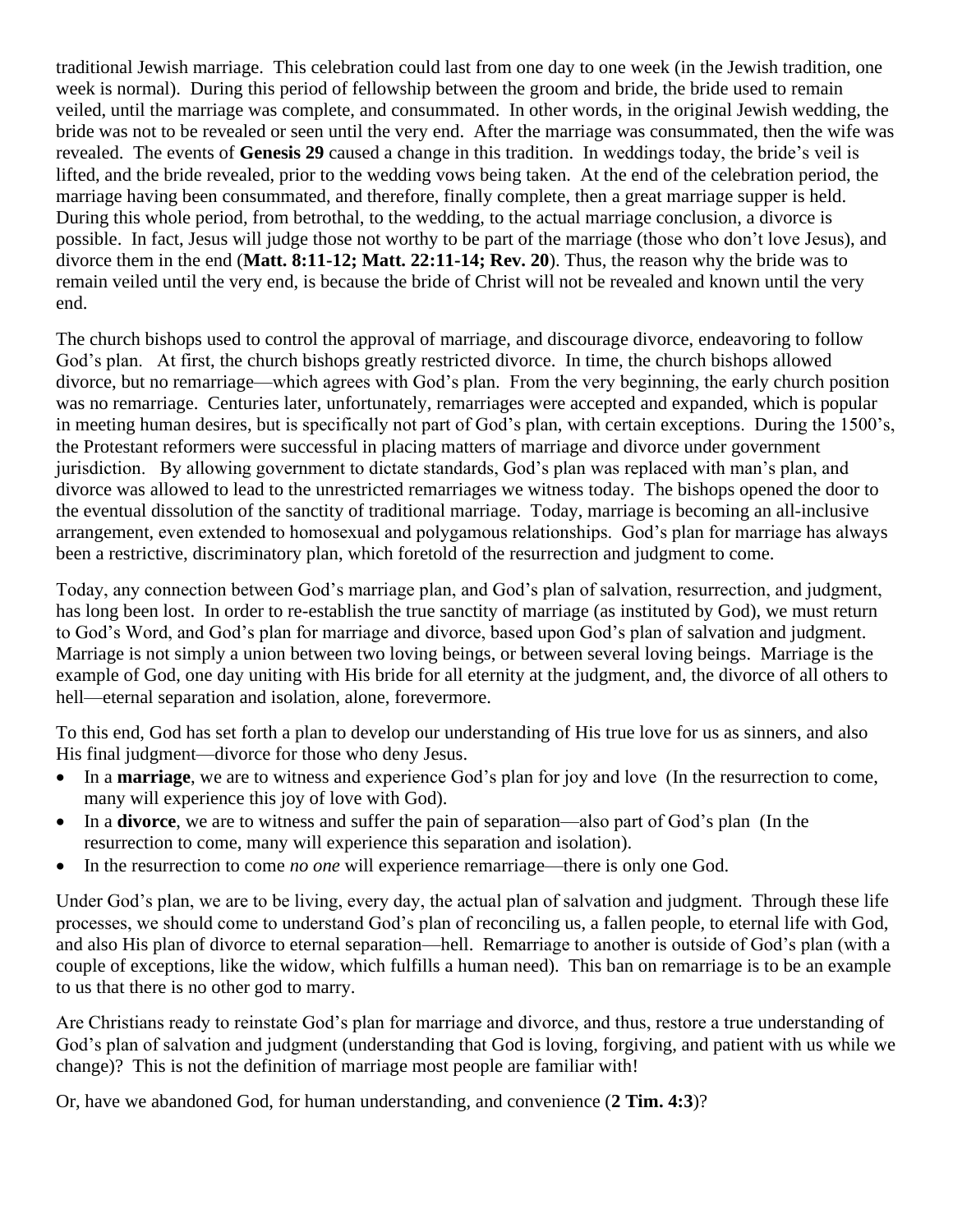traditional Jewish marriage. This celebration could last from one day to one week (in the Jewish tradition, one week is normal). During this period of fellowship between the groom and bride, the bride used to remain veiled, until the marriage was complete, and consummated. In other words, in the original Jewish wedding, the bride was not to be revealed or seen until the very end. After the marriage was consummated, then the wife was revealed. The events of **Genesis 29** caused a change in this tradition. In weddings today, the bride's veil is lifted, and the bride revealed, prior to the wedding vows being taken. At the end of the celebration period, the marriage having been consummated, and therefore, finally complete, then a great marriage supper is held. During this whole period, from betrothal, to the wedding, to the actual marriage conclusion, a divorce is possible. In fact, Jesus will judge those not worthy to be part of the marriage (those who don't love Jesus), and divorce them in the end (**Matt. 8:11-12; Matt. 22:11-14; Rev. 20**). Thus, the reason why the bride was to remain veiled until the very end, is because the bride of Christ will not be revealed and known until the very end.

The church bishops used to control the approval of marriage, and discourage divorce, endeavoring to follow God's plan. At first, the church bishops greatly restricted divorce. In time, the church bishops allowed divorce, but no remarriage—which agrees with God's plan. From the very beginning, the early church position was no remarriage. Centuries later, unfortunately, remarriages were accepted and expanded, which is popular in meeting human desires, but is specifically not part of God's plan, with certain exceptions. During the 1500's, the Protestant reformers were successful in placing matters of marriage and divorce under government jurisdiction. By allowing government to dictate standards, God's plan was replaced with man's plan, and divorce was allowed to lead to the unrestricted remarriages we witness today. The bishops opened the door to the eventual dissolution of the sanctity of traditional marriage. Today, marriage is becoming an all-inclusive arrangement, even extended to homosexual and polygamous relationships. God's plan for marriage has always been a restrictive, discriminatory plan, which foretold of the resurrection and judgment to come.

Today, any connection between God's marriage plan, and God's plan of salvation, resurrection, and judgment, has long been lost. In order to re-establish the true sanctity of marriage (as instituted by God), we must return to God's Word, and God's plan for marriage and divorce, based upon God's plan of salvation and judgment. Marriage is not simply a union between two loving beings, or between several loving beings. Marriage is the example of God, one day uniting with His bride for all eternity at the judgment, and, the divorce of all others to hell—eternal separation and isolation, alone, forevermore.

To this end, God has set forth a plan to develop our understanding of His true love for us as sinners, and also His final judgment—divorce for those who deny Jesus.

- In a **marriage**, we are to witness and experience God's plan for joy and love (In the resurrection to come, many will experience this joy of love with God).
- In a **divorce**, we are to witness and suffer the pain of separation—also part of God's plan (In the resurrection to come, many will experience this separation and isolation).
- In the resurrection to come *no one* will experience remarriage—there is only one God.

Under God's plan, we are to be living, every day, the actual plan of salvation and judgment. Through these life processes, we should come to understand God's plan of reconciling us, a fallen people, to eternal life with God, and also His plan of divorce to eternal separation—hell. Remarriage to another is outside of God's plan (with a couple of exceptions, like the widow, which fulfills a human need). This ban on remarriage is to be an example to us that there is no other god to marry.

Are Christians ready to reinstate God's plan for marriage and divorce, and thus, restore a true understanding of God's plan of salvation and judgment (understanding that God is loving, forgiving, and patient with us while we change)? This is not the definition of marriage most people are familiar with!

Or, have we abandoned God, for human understanding, and convenience (**2 Tim. 4:3**)?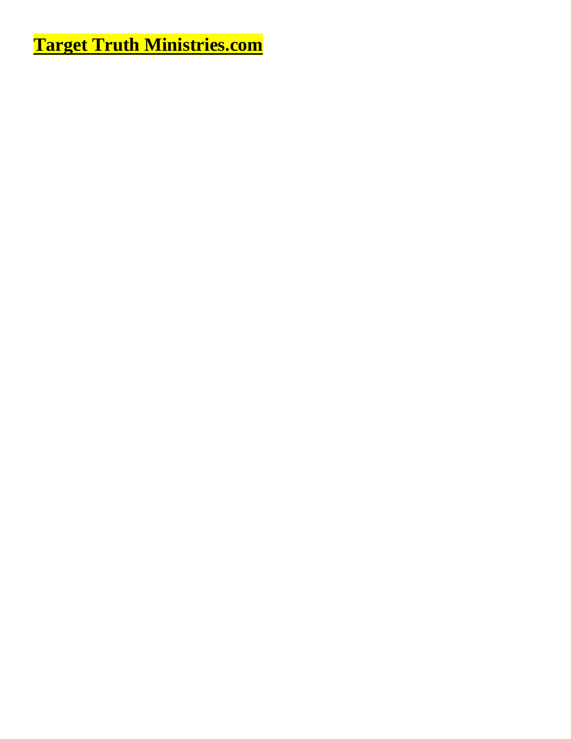**Target Truth Ministries.com**